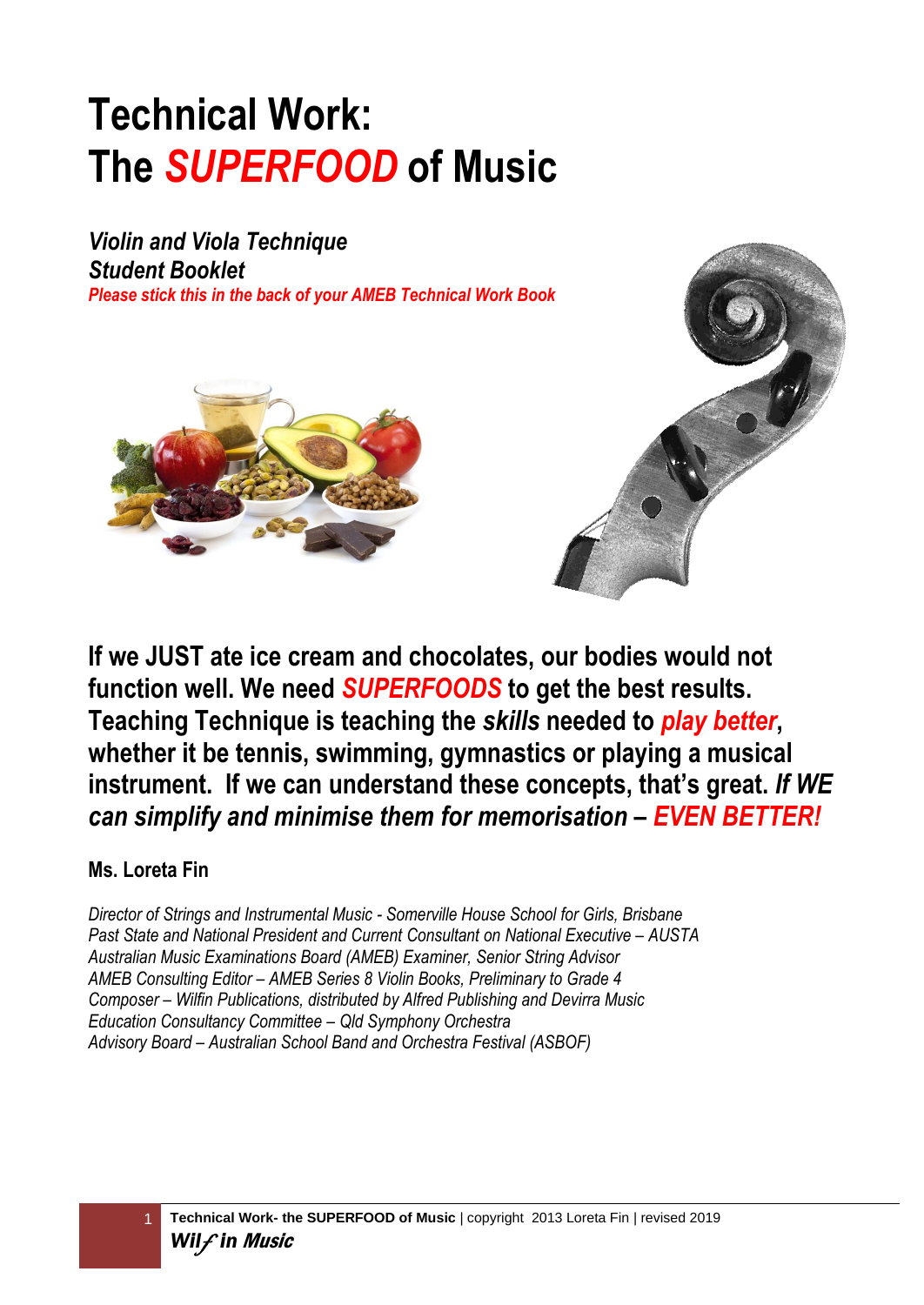# Technical Work:
# The *SUPERFOOD* of Music

***Violin and Viola Technique***
***Student Booklet***
***Please stick this in the back of your AMEB Technical Work Book***

**If we JUST ate ice cream and chocolates, our bodies would not function well. We need *SUPERFOODS* to get the best results. Teaching Technique is teaching the *skills* needed to *play better*, whether it be tennis, swimming, gymnastics or playing a musical instrument. If we can understand these concepts, that's great. *If WE can simplify and minimise them for memorisation – EVEN BETTER!***

**Ms. Loreta Fin**

*Director of Strings and Instrumental Music - Somerville House School for Girls, Brisbane*
*Past State and National President and Current Consultant on National Executive – AUSTA*
*Australian Music Examinations Board (AMEB) Examiner, Senior String Advisor*
*AMEB Consulting Editor – AMEB Series 8 Violin Books, Preliminary to Grade 4*
*Composer – Wilfin Publications, distributed by Alfred Publishing and Devirra Music*
*Education Consultancy Committee – Qld Symphony Orchestra*
*Advisory Board – Australian School Band and Orchestra Festival (ASBOF)*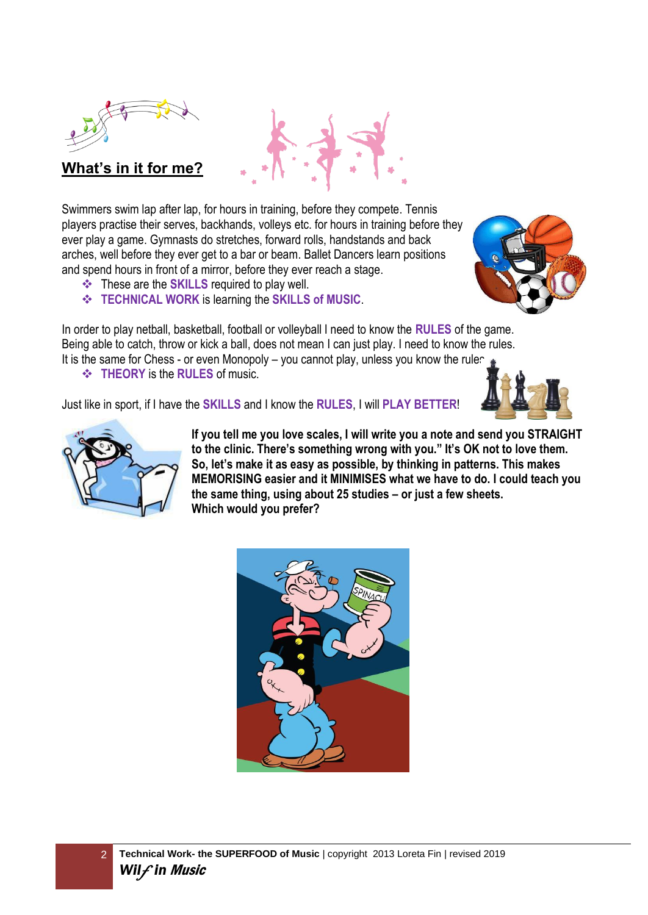## What's in it for me?

Swimmers swim lap after lap, for hours in training, before they compete. Tennis players practise their serves, backhands, volleys etc. for hours in training before they ever play a game. Gymnasts do stretches, forward rolls, handstands and back arches, well before they ever get to a bar or beam. Ballet Dancers learn positions and spend hours in front of a mirror, before they ever reach a stage.

- These are the **SKILLS** required to play well.
- **TECHNICAL WORK** is learning the **SKILLS of MUSIC**.

In order to play netball, basketball, football or volleyball I need to know the **RULES** of the game. Being able to catch, throw or kick a ball, does not mean I can just play. I need to know the rules. It is the same for Chess - or even Monopoly – you cannot play, unless you know the rules.

- **THEORY** is the **RULES** of music.

Just like in sport, if I have the **SKILLS** and I know the **RULES**, I will **PLAY BETTER**!

**If you tell me you love scales, I will write you a note and send you STRAIGHT to the clinic. There's something wrong with you." It's OK not to love them. So, let's make it as easy as possible, by thinking in patterns. This makes MEMORISING easier and it MINIMISES what we have to do. I could teach you the same thing, using about 25 studies – or just a few sheets. Which would you prefer?**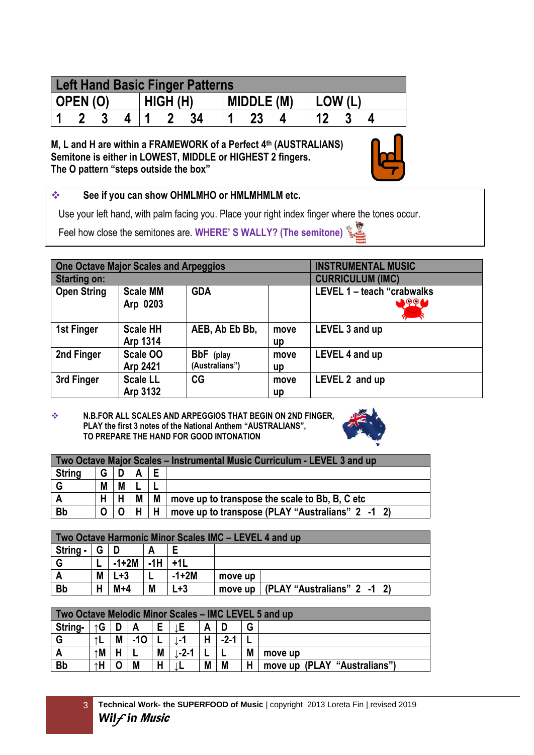| Left Hand Basic Finger Patterns | | | |
|---|---|---|---|
| OPEN (O) | HIGH (H) | MIDDLE (M) | LOW (L) |
| 1 2 3 4 | 1 2 34 | 1 23 4 | 12 3 4 |

**M, L and H are within a FRAMEWORK of a Perfect 4th (AUSTRALIANS)**
**Semitone is either in LOWEST, MIDDLE or HIGHEST 2 fingers.**
**The O pattern "steps outside the box"**

- **See if you can show OHMLMHO or HMLMHMLM etc.**

Use your left hand, with palm facing you. Place your right index finger where the tones occur.

Feel how close the semitones are. **WHERE' S WALLY? (The semitone)**

| One Octave Major Scales and Arpeggios | | | | INSTRUMENTAL MUSIC |
|---|---|---|---|---|
| Starting on: | | | | CURRICULUM (IMC) |
| Open String | Scale MM Arp 0203 | GDA | | LEVEL 1 – teach "crabwalks |
| 1st Finger | Scale HH Arp 1314 | AEB, Ab Eb Bb, | move up | LEVEL 3 and up |
| 2nd Finger | Scale OO Arp 2421 | BbF (play (Australians") | move up | LEVEL 4 and up |
| 3rd Finger | Scale LL Arp 3132 | CG | move up | LEVEL 2 and up |

- **N.B.FOR ALL SCALES AND ARPEGGIOS THAT BEGIN ON 2ND FINGER, PLAY the first 3 notes of the National Anthem "AUSTRALIANS", TO PREPARE THE HAND FOR GOOD INTONATION**

| Two Octave Major Scales – Instrumental Music Curriculum - LEVEL 3 and up | | | | | |
|---|---|---|---|---|---|
| String | G | D | A | E | |
| G | M | M | L | L | |
| A | H | H | M | M | move up to transpose the scale to Bb, B, C etc |
| Bb | O | O | H | H | move up to transpose (PLAY "Australians" 2 -1 2) |

| Two Octave Harmonic Minor Scales IMC – LEVEL 4 and up | | | | | |
|---|---|---|---|---|---|
| String - | G | D | A | E | | |
| G | L | -1+2M | -1H | +1L | | |
| A | M | L+3 | L | -1+2M | move up | |
| Bb | H | M+4 | M | L+3 | move up | (PLAY "Australians" 2 -1 2) |

| Two Octave Melodic Minor Scales – IMC LEVEL 5 and up | | | | | | | | | |
|---|---|---|---|---|---|---|---|---|---|
| String- | ↑G | D | A | E | ↓E | A | D | G | |
| G | ↑L | M | -1O | L | ↓-1 | H | -2-1 | L | |
| A | ↑M | H | L | M | ↓-2-1 | L | L | M | move up |
| Bb | ↑H | O | M | H | ↓L | M | M | H | move up (PLAY "Australians") |

**Technical Work- the SUPERFOOD of Music** | copyright 2013 Loreta Fin | revised 2019
***Wilf in Music***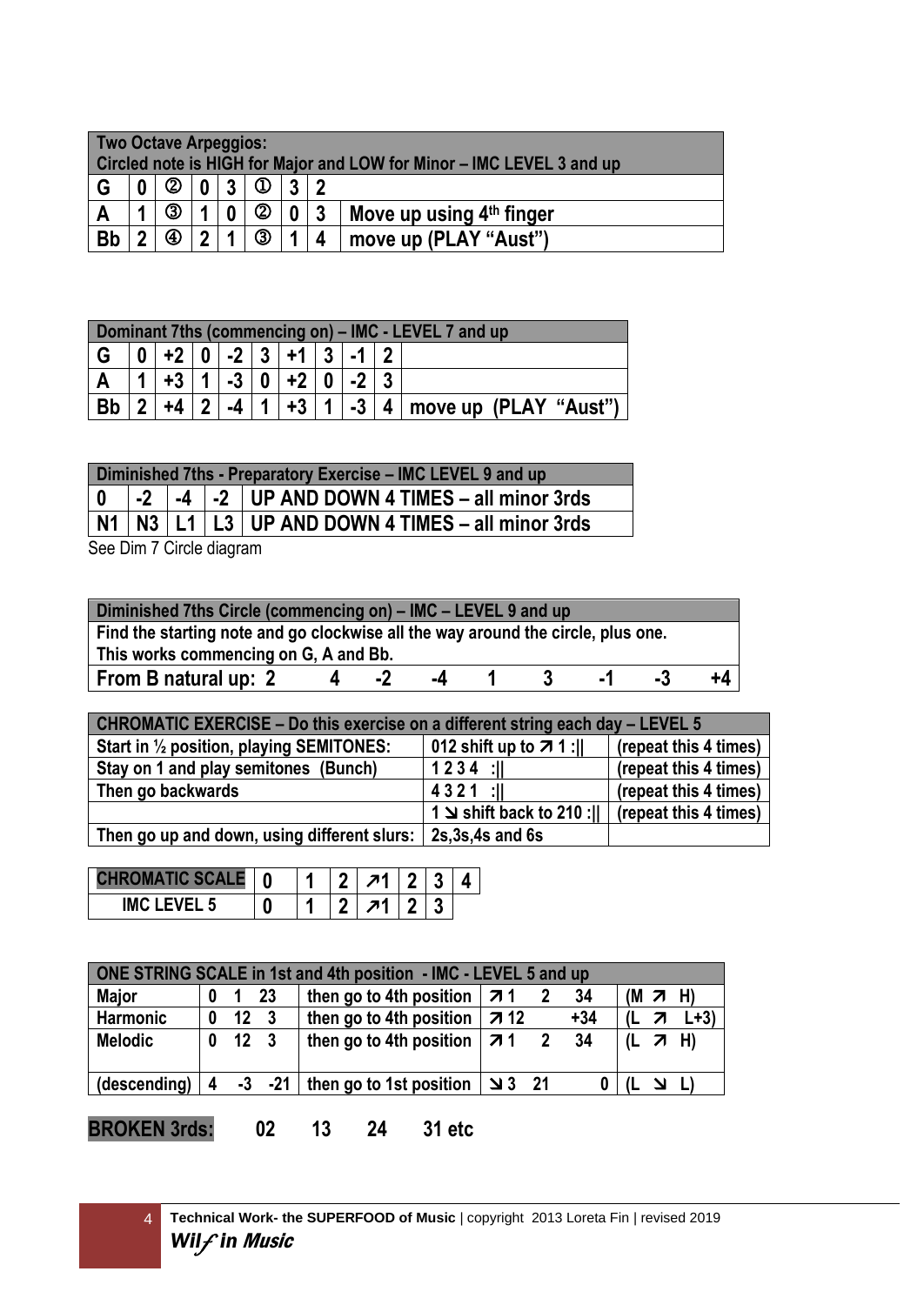| Two Octave Arpeggios: Circled note is HIGH for Major and LOW for Minor – IMC LEVEL 3 and up | | | | | | | | |
|---|---|---|---|---|---|---|---|---|
| G | 0 | ② | 0 | 3 | ① | 3 | 2 | |
| A | 1 | ③ | 1 | 0 | ② | 0 | 3 | Move up using 4th finger |
| Bb | 2 | ④ | 2 | 1 | ③ | 1 | 4 | move up (PLAY "Aust") |

| Dominant 7ths (commencing on) – IMC - LEVEL 7 and up | | | | | | | | | | |
|---|---|---|---|---|---|---|---|---|---|---|
| G | 0 | +2 | 0 | -2 | 3 | +1 | 3 | -1 | 2 | |
| A | 1 | +3 | 1 | -3 | 0 | +2 | 0 | -2 | 3 | |
| Bb | 2 | +4 | 2 | -4 | 1 | +3 | 1 | -3 | 4 | move up (PLAY "Aust") |

| Diminished 7ths - Preparatory Exercise – IMC LEVEL 9 and up | | | | |
|---|---|---|---|---|
| 0 | -2 | -4 | -2 | UP AND DOWN 4 TIMES – all minor 3rds |
| N1 | N3 | L1 | L3 | UP AND DOWN 4 TIMES – all minor 3rds |

See Dim 7 Circle diagram

| Diminished 7ths Circle (commencing on) – IMC – LEVEL 9 and up | | | | | | | | |
|---|---|---|---|---|---|---|---|---|
| Find the starting note and go clockwise all the way around the circle, plus one. This works commencing on G, A and Bb. | | | | | | | | |
| From B natural up: 2 | 4 | -2 | -4 | 1 | 3 | -1 | -3 | +4 |

| CHROMATIC EXERCISE – Do this exercise on a different string each day – LEVEL 5 | | |
|---|---|---|
| Start in ½ position, playing SEMITONES: | 012 shift up to ↗ 1 :‖ | (repeat this 4 times) |
| Stay on 1 and play semitones (Bunch) | 1 2 3 4 :‖ | (repeat this 4 times) |
| Then go backwards | 4 3 2 1 :‖ | (repeat this 4 times) |
| | 1 ↘ shift back to 210 :‖ | (repeat this 4 times) |
| Then go up and down, using different slurs: | 2s,3s,4s and 6s | |

| CHROMATIC SCALE | 0 | 1 | 2 | ↗1 | 2 | 3 | 4 |
|---|---|---|---|---|---|---|---|
| IMC LEVEL 5 | 0 | 1 | 2 | ↗1 | 2 | 3 | |

| ONE STRING SCALE in 1st and 4th position - IMC - LEVEL 5 and up | | | | |
|---|---|---|---|---|
| Major | 0 1 23 | then go to 4th position | ↗ 1 2 34 | (M ↗ H) |
| Harmonic | 0 12 3 | then go to 4th position | ↗ 12 +34 | (L ↗ L+3) |
| Melodic | 0 12 3 | then go to 4th position | ↗ 1 2 34 | (L ↗ H) |
| (descending) | 4 -3 -21 | then go to 1st position | ↘ 3 21 0 | (L ↘ L) |

**BROKEN 3rds:** 02 13 24 31 etc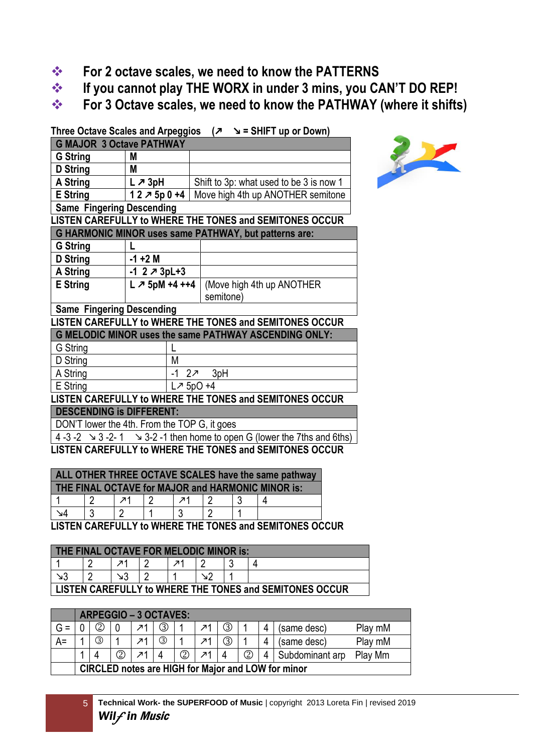- **For 2 octave scales, we need to know the PATTERNS**
- **If you cannot play THE WORX in under 3 mins, you CAN'T DO REP!**
- **For 3 Octave scales, we need to know the PATHWAY (where it shifts)**

**Three Octave Scales and Arpeggios (↗ ↘ = SHIFT up or Down)**

| **G MAJOR 3 Octave PATHWAY** | | |
|---|---|---|
| **G String** | **M** | |
| **D String** | **M** | |
| **A String** | **L ↗ 3pH** | Shift to 3p: what used to be 3 is now 1 |
| **E String** | **1 2 ↗ 5p 0 +4** | Move high 4th up ANOTHER semitone |
| **Same Fingering Descending** | | |

**LISTEN CAREFULLY to WHERE THE TONES and SEMITONES OCCUR**

| **G HARMONIC MINOR uses same PATHWAY, but patterns are:** | | |
|---|---|---|
| **G String** | **L** | |
| **D String** | **-1 +2 M** | |
| **A String** | **-1 2 ↗ 3pL+3** | |
| **E String** | **L ↗ 5pM +4 ++4** | (Move high 4th up ANOTHER semitone) |
| **Same Fingering Descending** | | |

**LISTEN CAREFULLY to WHERE THE TONES and SEMITONES OCCUR**

| **G MELODIC MINOR uses the same PATHWAY ASCENDING ONLY:** | |
|---|---|
| G String | L |
| D String | M |
| A String | -1 2↗ 3pH |
| E String | L↗ 5pO +4 |

**LISTEN CAREFULLY to WHERE THE TONES and SEMITONES OCCUR**

| **DESCENDING is DIFFERENT:** |
|---|
| DON'T lower the 4th. From the TOP G, it goes |
| 4 -3 -2 ↘ 3 -2- 1 ↘ 3-2 -1 then home to open G (lower the 7ths and 6ths) |

**LISTEN CAREFULLY to WHERE THE TONES and SEMITONES OCCUR**

| **ALL OTHER THREE OCTAVE SCALES have the same pathway** | | | | | | | |
|---|---|---|---|---|---|---|---|
| **THE FINAL OCTAVE for MAJOR and HARMONIC MINOR is:** | | | | | | | |
| 1 | 2 | ↗1 | 2 | ↗1 | 2 | 3 | 4 |
| ↘4 | 3 | 2 | 1 | 3 | 2 | 1 | |

**LISTEN CAREFULLY to WHERE THE TONES and SEMITONES OCCUR**

| **THE FINAL OCTAVE FOR MELODIC MINOR is:** | | | | | | | |
|---|---|---|---|---|---|---|---|
| 1 | 2 | ↗1 | 2 | ↗1 | 2 | 3 | 4 |
| ↘3 | 2 | ↘3 | 2 | 1 | ↘2 | 1 | |
| **LISTEN CAREFULLY to WHERE THE TONES and SEMITONES OCCUR** | | | | | | | |

| | **ARPEGGIO – 3 OCTAVES:** | | | | | | | | | | | |
|---|---|---|---|---|---|---|---|---|---|---|---|---|
| G = | 0 | ② | 0 | ↗1 | ③ | 1 | ↗1 | ③ | 1 | 4 | (same desc) | Play mM |
| A= | 1 | ③ | 1 | ↗1 | ③ | 1 | ↗1 | ③ | 1 | 4 | (same desc) | Play mM |
| | 1 | 4 | ② | ↗1 | 4 | ② | ↗1 | 4 | ② | 4 | Subdominant arp | Play Mm |
| | **CIRCLED notes are HIGH for Major and LOW for minor** | | | | | | | | | | | |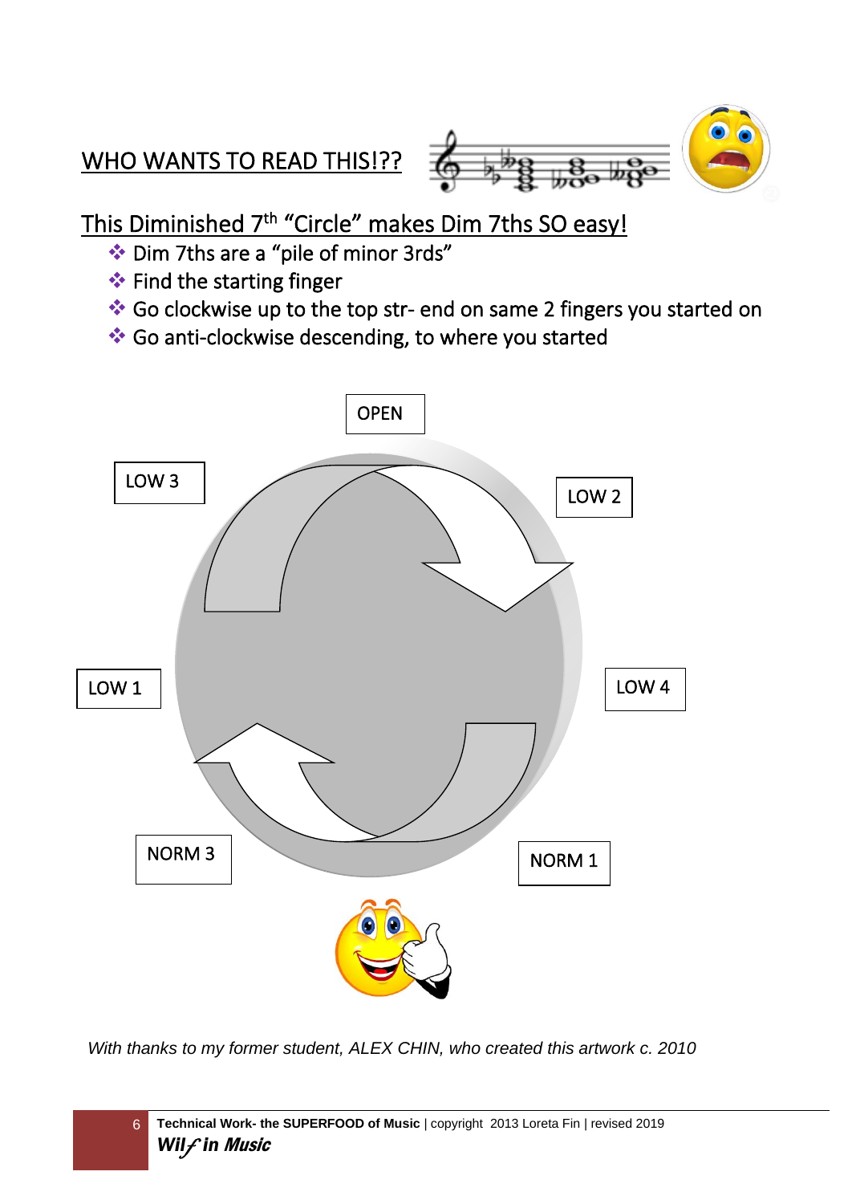## WHO WANTS TO READ THIS!??

## This Diminished 7th "Circle" makes Dim 7ths SO easy!

- Dim 7ths are a "pile of minor 3rds"
- Find the starting finger
- Go clockwise up to the top str- end on same 2 fingers you started on
- Go anti-clockwise descending, to where you started

OPEN

LOW 3

LOW 2

LOW 1

LOW 4

NORM 3

NORM 1

*With thanks to my former student, ALEX CHIN, who created this artwork c. 2010*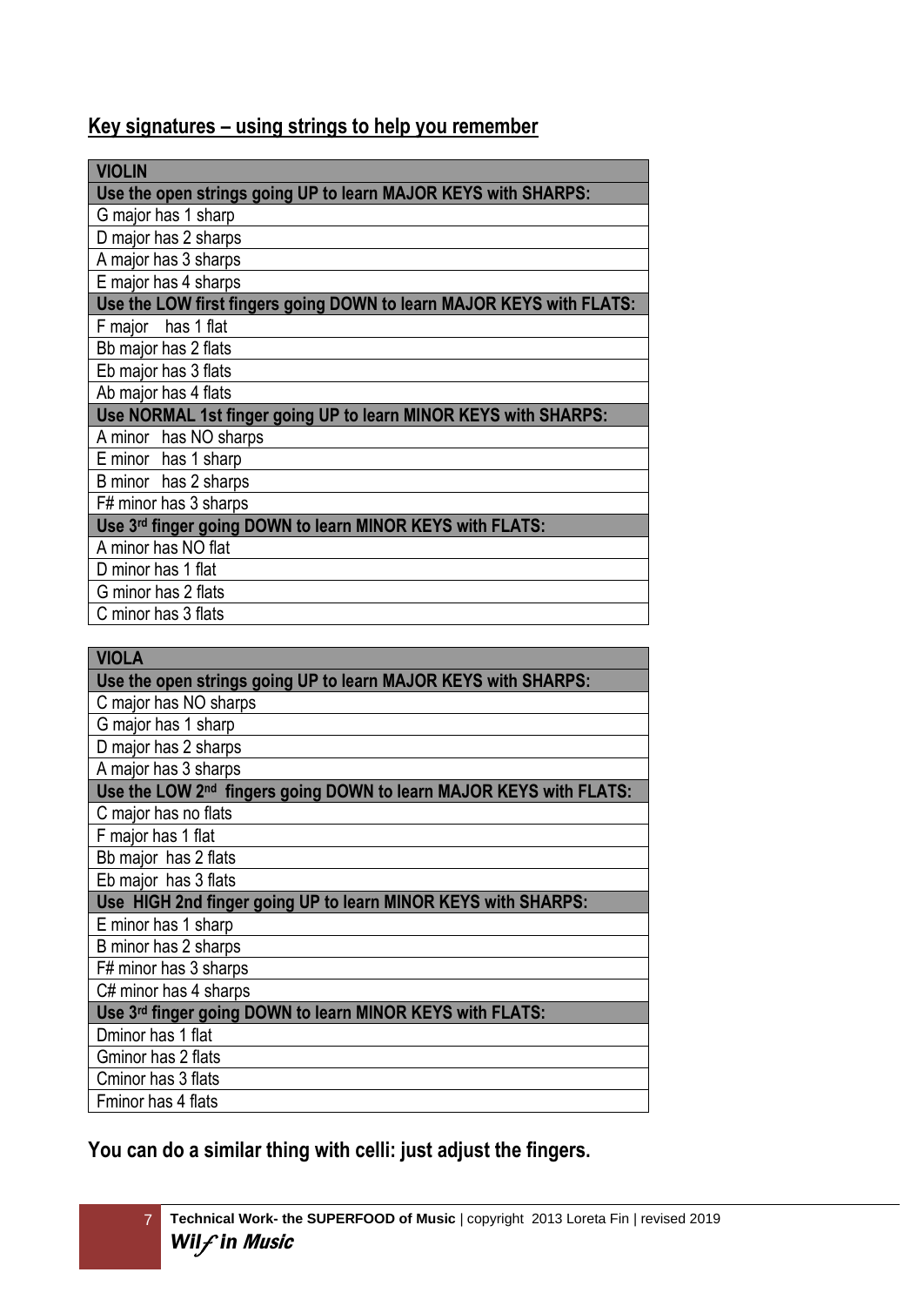## Key signatures – using strings to help you remember

| VIOLIN |
|---|
| **Use the open strings going UP to learn MAJOR KEYS with SHARPS:** |
| G major has 1 sharp |
| D major has 2 sharps |
| A major has 3 sharps |
| E major has 4 sharps |
| **Use the LOW first fingers going DOWN to learn MAJOR KEYS with FLATS:** |
| F major has 1 flat |
| Bb major has 2 flats |
| Eb major has 3 flats |
| Ab major has 4 flats |
| **Use NORMAL 1st finger going UP to learn MINOR KEYS with SHARPS:** |
| A minor has NO sharps |
| E minor has 1 sharp |
| B minor has 2 sharps |
| F# minor has 3 sharps |
| **Use 3rd finger going DOWN to learn MINOR KEYS with FLATS:** |
| A minor has NO flat |
| D minor has 1 flat |
| G minor has 2 flats |
| C minor has 3 flats |

| VIOLA |
|---|
| **Use the open strings going UP to learn MAJOR KEYS with SHARPS:** |
| C major has NO sharps |
| G major has 1 sharp |
| D major has 2 sharps |
| A major has 3 sharps |
| **Use the LOW 2nd fingers going DOWN to learn MAJOR KEYS with FLATS:** |
| C major has no flats |
| F major has 1 flat |
| Bb major has 2 flats |
| Eb major has 3 flats |
| **Use HIGH 2nd finger going UP to learn MINOR KEYS with SHARPS:** |
| E minor has 1 sharp |
| B minor has 2 sharps |
| F# minor has 3 sharps |
| C# minor has 4 sharps |
| **Use 3rd finger going DOWN to learn MINOR KEYS with FLATS:** |
| Dminor has 1 flat |
| Gminor has 2 flats |
| Cminor has 3 flats |
| Fminor has 4 flats |

**You can do a similar thing with celli: just adjust the fingers.**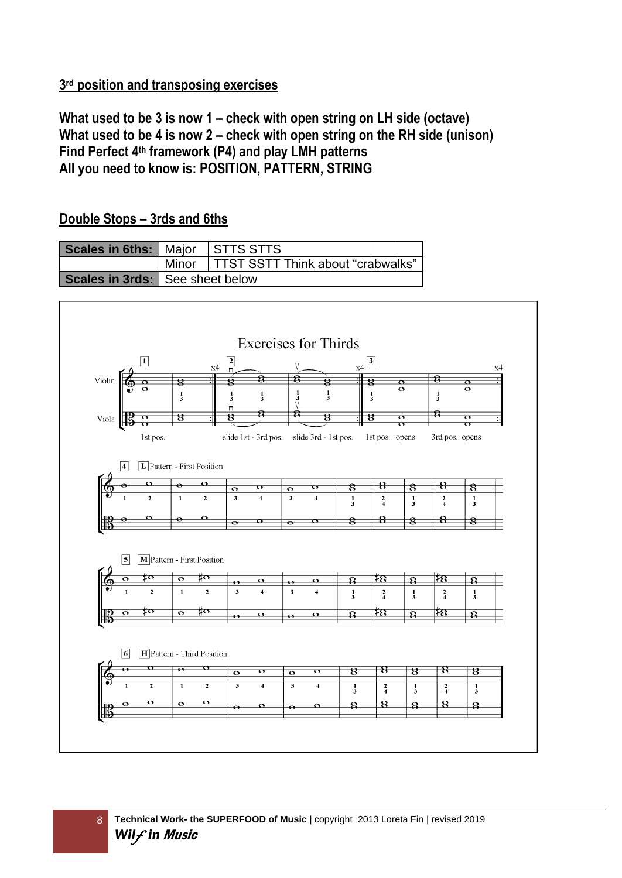## 3rd position and transposing exercises

**What used to be 3 is now 1 – check with open string on LH side (octave)**
**What used to be 4 is now 2 – check with open string on the RH side (unison)**
**Find Perfect 4th framework (P4) and play LMH patterns**
**All you need to know is: POSITION, PATTERN, STRING**

## Double Stops – 3rds and 6ths

| Scales in 6ths: | Major | STTS STTS | | |
|---|---|---|---|---|
| | Minor | TTST SSTT Think about “crabwalks” | | |
| Scales in 3rds: | See sheet below | | | |

Exercises for Thirds

Violin

Viola

1 — 1st pos. — x4

2 — slide 1st - 3rd pos. — slide 3rd - 1st pos. — x4

3 — 1st pos. opens — 3rd pos. opens — x4

4 — L Pattern - First Position

5 — M Pattern - First Position

6 — H Pattern - Third Position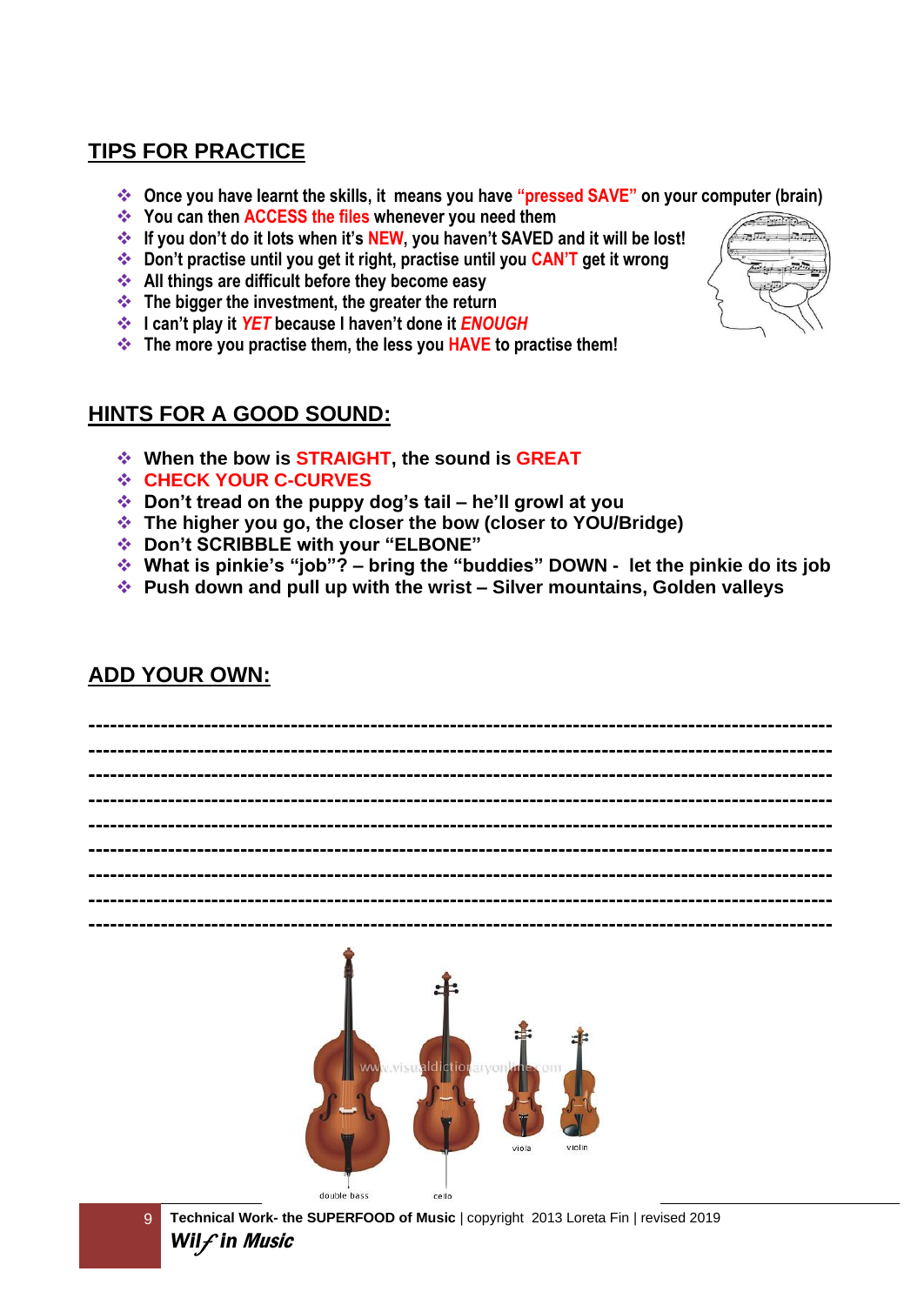## TIPS FOR PRACTICE

- Once you have learnt the skills, it means you have "pressed SAVE" on your computer (brain)
- You can then ACCESS the files whenever you need them
- If you don't do it lots when it's NEW, you haven't SAVED and it will be lost!
- Don't practise until you get it right, practise until you CAN'T get it wrong
- All things are difficult before they become easy
- The bigger the investment, the greater the return
- I can't play it *YET* because I haven't done it *ENOUGH*
- The more you practise them, the less you HAVE to practise them!

## HINTS FOR A GOOD SOUND:

- **When the bow is STRAIGHT, the sound is GREAT**
- **CHECK YOUR C-CURVES**
- **Don't tread on the puppy dog's tail – he'll growl at you**
- **The higher you go, the closer the bow (closer to YOU/Bridge)**
- **Don't SCRIBBLE with your "ELBONE"**
- **What is pinkie's "job"? – bring the "buddies" DOWN - let the pinkie do its job**
- **Push down and pull up with the wrist – Silver mountains, Golden valleys**

## ADD YOUR OWN:

---------------------------------------------------------------------------------------------------
---------------------------------------------------------------------------------------------------
---------------------------------------------------------------------------------------------------
---------------------------------------------------------------------------------------------------
---------------------------------------------------------------------------------------------------
---------------------------------------------------------------------------------------------------
---------------------------------------------------------------------------------------------------
---------------------------------------------------------------------------------------------------
---------------------------------------------------------------------------------------------------

double bass cello viola violin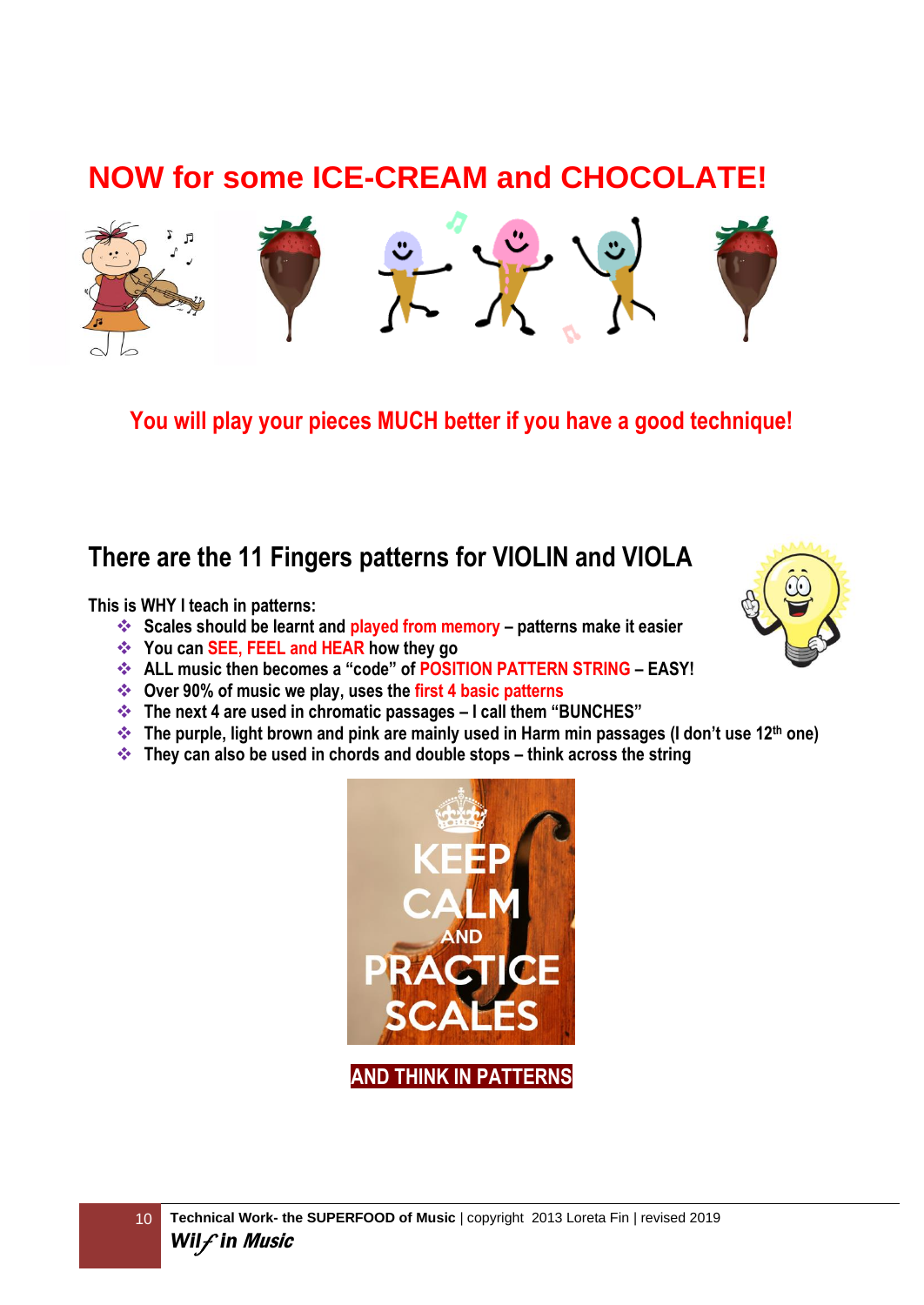# NOW for some ICE-CREAM and CHOCOLATE!

**You will play your pieces MUCH better if you have a good technique!**

## There are the 11 Fingers patterns for VIOLIN and VIOLA

**This is WHY I teach in patterns:**

- Scales should be learnt and played from memory – patterns make it easier
- You can SEE, FEEL and HEAR how they go
- ALL music then becomes a "code" of POSITION PATTERN STRING – EASY!
- Over 90% of music we play, uses the first 4 basic patterns
- The next 4 are used in chromatic passages – I call them "BUNCHES"
- The purple, light brown and pink are mainly used in Harm min passages (I don't use 12th one)
- They can also be used in chords and double stops – think across the string

KEEP CALM AND PRACTICE SCALES

**AND THINK IN PATTERNS**